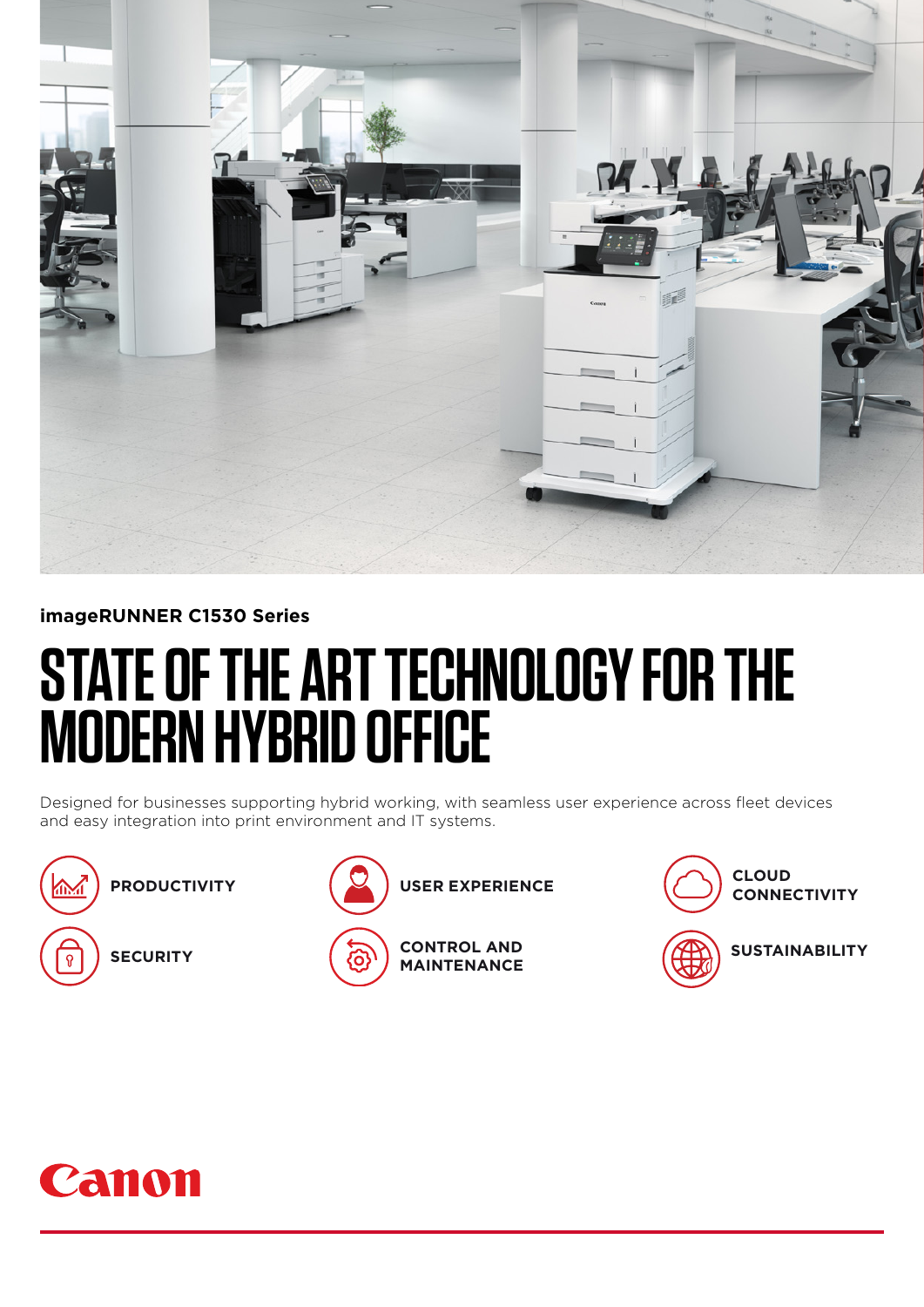**imageRUNNER C1530 Series**

# STATE OF THE ART TECHNOLOGY FOR THE MODERN HYBRID OFFICE

Designed for businesses supporting hybrid working, with seamless user experience across fleet devices and easy integration into print environment and IT systems.

- **PRODUCTIVITY**
- **USER EXPERIENCE**
- **CLOUD CONNECTIVITY**
- **SECURITY**
- **CONTROL AND MAINTENANCE**
- **SUSTAINABILITY**

Canon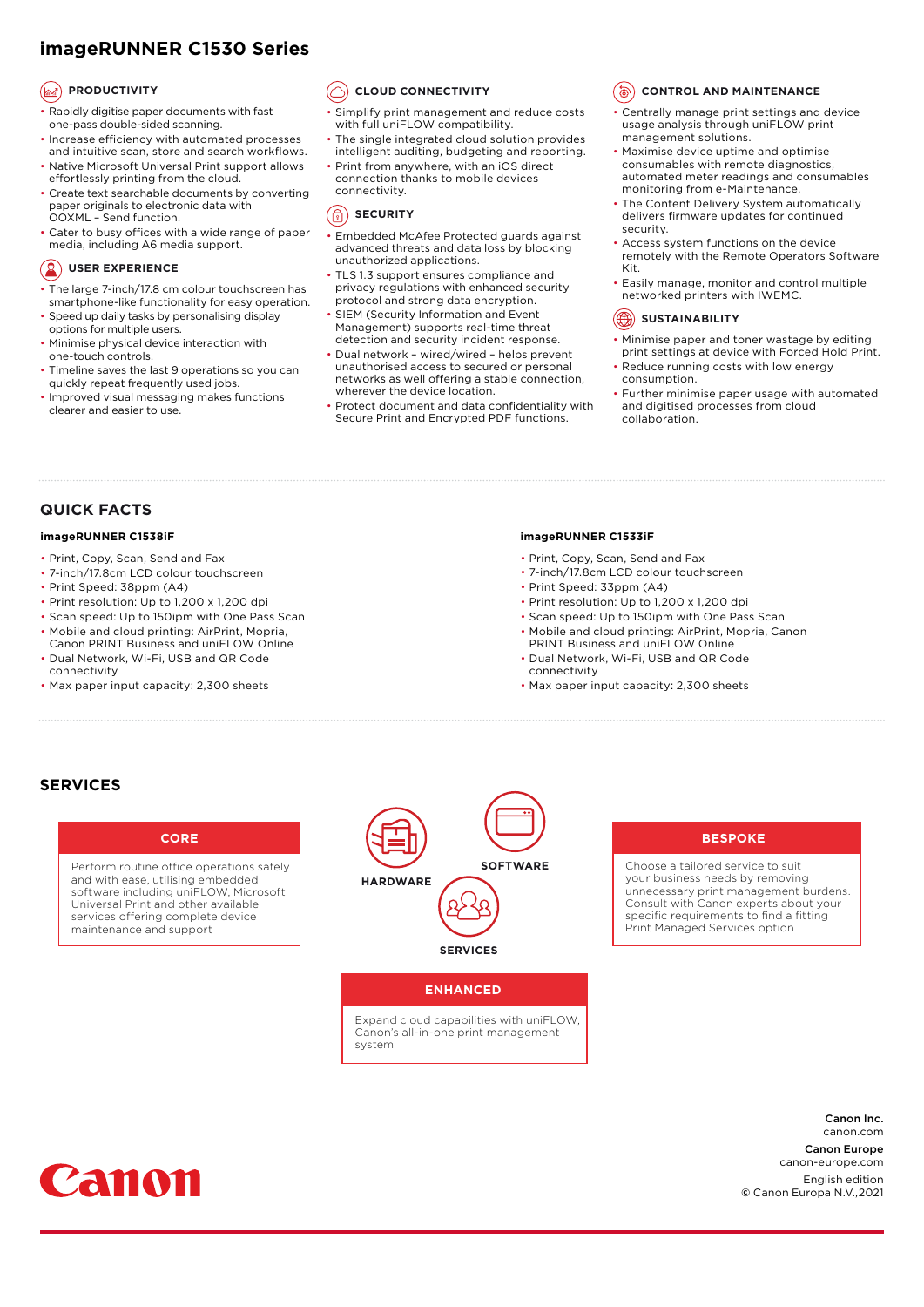# imageRUNNER C1530 Series

### PRODUCTIVITY

- Rapidly digitise paper documents with fast one-pass double-sided scanning.
- Increase efficiency with automated processes and intuitive scan, store and search workflows.
- Native Microsoft Universal Print support allows effortlessly printing from the cloud.
- Create text searchable documents by converting paper originals to electronic data with OOXML – Send function.
- Cater to busy offices with a wide range of paper media, including A6 media support.

### USER EXPERIENCE

- The large 7-inch/17.8 cm colour touchscreen has smartphone-like functionality for easy operation.
- Speed up daily tasks by personalising display options for multiple users.
- Minimise physical device interaction with one-touch controls.
- Timeline saves the last 9 operations so you can quickly repeat frequently used jobs.
- Improved visual messaging makes functions clearer and easier to use.

### CLOUD CONNECTIVITY

- Simplify print management and reduce costs with full uniFLOW compatibility.
- The single integrated cloud solution provides intelligent auditing, budgeting and reporting.
- Print from anywhere, with an iOS direct connection thanks to mobile devices connectivity.

### SECURITY

- Embedded McAfee Protected guards against advanced threats and data loss by blocking unauthorized applications.
- TLS 1.3 support ensures compliance and privacy regulations with enhanced security protocol and strong data encryption.
- SIEM (Security Information and Event Management) supports real-time threat detection and security incident response.
- Dual network – wired/wired – helps prevent unauthorised access to secured or personal networks as well offering a stable connection, wherever the device location.
- Protect document and data confidentiality with Secure Print and Encrypted PDF functions.

### CONTROL AND MAINTENANCE

- Centrally manage print settings and device usage analysis through uniFLOW print management solutions.
- Maximise device uptime and optimise consumables with remote diagnostics, automated meter readings and consumables monitoring from e-Maintenance.
- The Content Delivery System automatically delivers firmware updates for continued security.
- Access system functions on the device remotely with the Remote Operators Software Kit.
- Easily manage, monitor and control multiple networked printers with IWEMC.

### SUSTAINABILITY

- Minimise paper and toner wastage by editing print settings at device with Forced Hold Print.
- Reduce running costs with low energy consumption.
- Further minimise paper usage with automated and digitised processes from cloud collaboration.

## QUICK FACTS

**imageRUNNER C1538iF**

- Print, Copy, Scan, Send and Fax
- 7-inch/17.8cm LCD colour touchscreen
- Print Speed: 38ppm (A4)
- Print resolution: Up to 1,200 x 1,200 dpi
- Scan speed: Up to 150ipm with One Pass Scan
- Mobile and cloud printing: AirPrint, Mopria, Canon PRINT Business and uniFLOW Online
- Dual Network, Wi-Fi, USB and QR Code connectivity
- Max paper input capacity: 2,300 sheets

**imageRUNNER C1533iF**

- Print, Copy, Scan, Send and Fax
- 7-inch/17.8cm LCD colour touchscreen
- Print Speed: 33ppm (A4)
- Print resolution: Up to 1,200 x 1,200 dpi
- Scan speed: Up to 150ipm with One Pass Scan
- Mobile and cloud printing: AirPrint, Mopria, Canon PRINT Business and uniFLOW Online
- Dual Network, Wi-Fi, USB and QR Code connectivity
- Max paper input capacity: 2,300 sheets

## SERVICES

**CORE**

Perform routine office operations safely and with ease, utilising embedded software including uniFLOW, Microsoft Universal Print and other available services offering complete device maintenance and support

HARDWARE

SOFTWARE

SERVICES

**ENHANCED**

Expand cloud capabilities with uniFLOW, Canon's all-in-one print management system

**BESPOKE**

Choose a tailored service to suit your business needs by removing unnecessary print management burdens. Consult with Canon experts about your specific requirements to find a fitting Print Managed Services option

Canon

**Canon Inc.**
canon.com

**Canon Europe**
canon-europe.com

English edition
© Canon Europa N.V.,2021